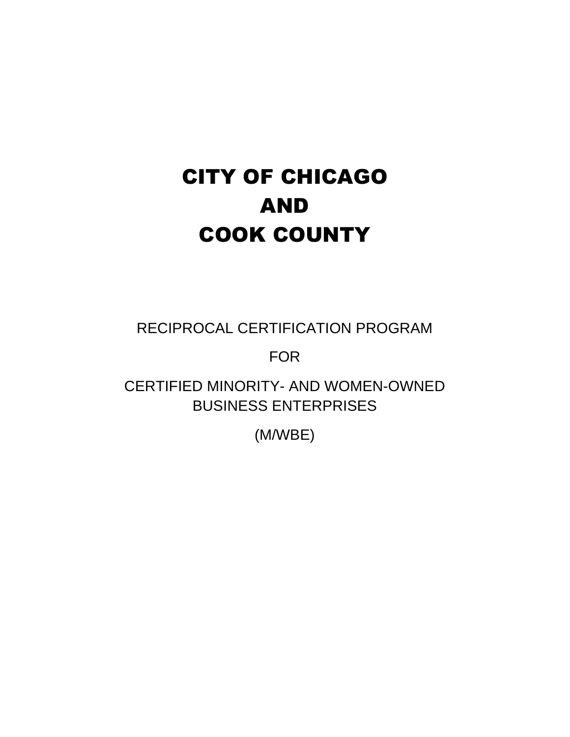# CITY OF CHICAGO
# AND
# COOK COUNTY

RECIPROCAL CERTIFICATION PROGRAM

FOR

CERTIFIED MINORITY- AND WOMEN-OWNED BUSINESS ENTERPRISES

(M/WBE)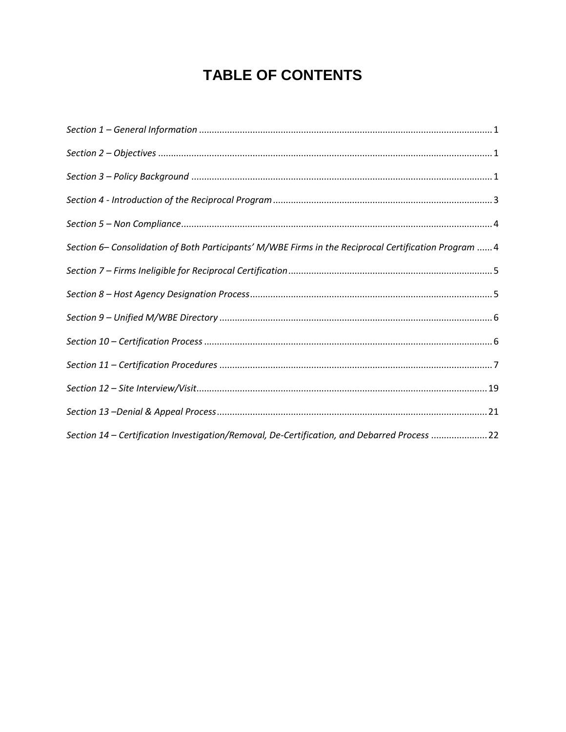# TABLE OF CONTENTS

*Section 1 – General Information* ........................................................................................................ 1

*Section 2 – Objectives* ........................................................................................................................ 1

*Section 3 – Policy Background* ............................................................................................................ 1

*Section 4 - Introduction of the Reciprocal Program* ............................................................................ 3

*Section 5 – Non Compliance* ............................................................................................................... 4

*Section 6– Consolidation of Both Participants' M/WBE Firms in the Reciprocal Certification Program* ...... 4

*Section 7 – Firms Ineligible for Reciprocal Certification* ...................................................................... 5

*Section 8 – Host Agency Designation Process* ..................................................................................... 5

*Section 9 – Unified M/WBE Directory* ................................................................................................. 6

*Section 10 – Certification Process* ....................................................................................................... 6

*Section 11 – Certification Procedures* ................................................................................................. 7

*Section 12 – Site Interview/Visit* ....................................................................................................... 19

*Section 13 –Denial & Appeal Process* ................................................................................................ 21

*Section 14 – Certification Investigation/Removal, De-Certification, and Debarred Process* ..................... 22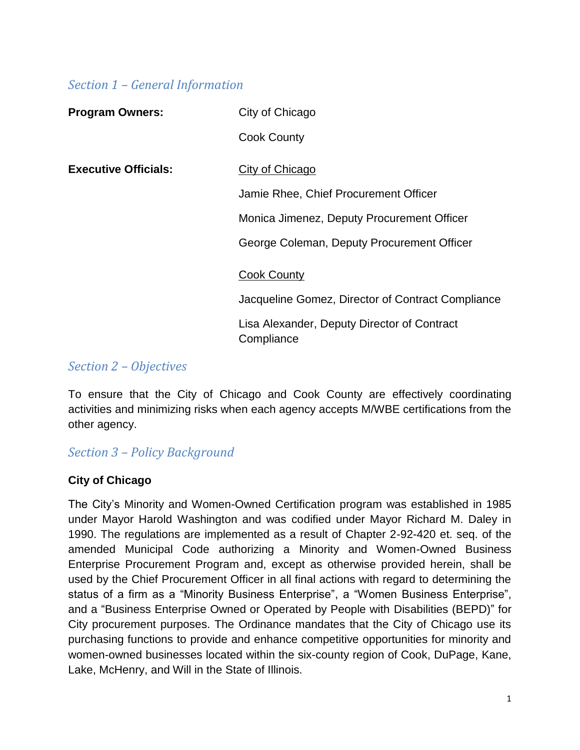## *Section 1 – General Information*

**Program Owners:** City of Chicago

Cook County

**Executive Officials:** City of Chicago

Jamie Rhee, Chief Procurement Officer

Monica Jimenez, Deputy Procurement Officer

George Coleman, Deputy Procurement Officer

Cook County

Jacqueline Gomez, Director of Contract Compliance

Lisa Alexander, Deputy Director of Contract Compliance

## *Section 2 – Objectives*

To ensure that the City of Chicago and Cook County are effectively coordinating activities and minimizing risks when each agency accepts M/WBE certifications from the other agency.

## *Section 3 – Policy Background*

### City of Chicago

The City's Minority and Women-Owned Certification program was established in 1985 under Mayor Harold Washington and was codified under Mayor Richard M. Daley in 1990. The regulations are implemented as a result of Chapter 2-92-420 et. seq. of the amended Municipal Code authorizing a Minority and Women-Owned Business Enterprise Procurement Program and, except as otherwise provided herein, shall be used by the Chief Procurement Officer in all final actions with regard to determining the status of a firm as a "Minority Business Enterprise", a "Women Business Enterprise", and a "Business Enterprise Owned or Operated by People with Disabilities (BEPD)" for City procurement purposes. The Ordinance mandates that the City of Chicago use its purchasing functions to provide and enhance competitive opportunities for minority and women-owned businesses located within the six-county region of Cook, DuPage, Kane, Lake, McHenry, and Will in the State of Illinois.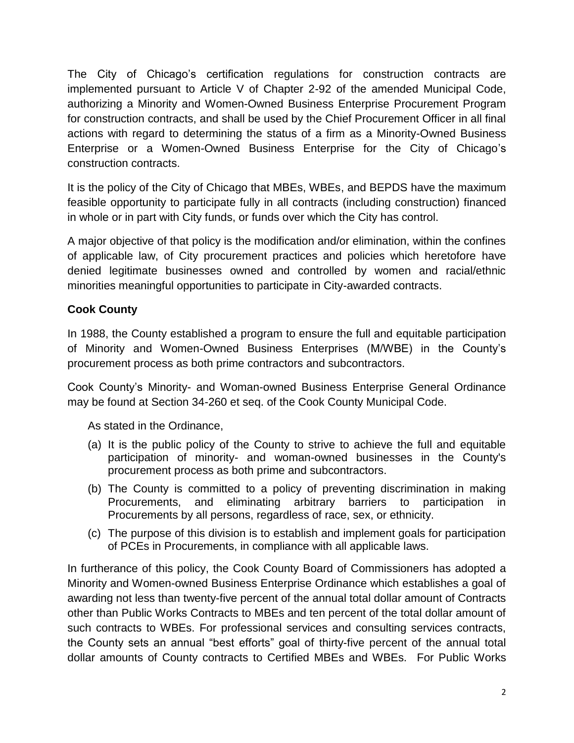The City of Chicago's certification regulations for construction contracts are implemented pursuant to Article V of Chapter 2-92 of the amended Municipal Code, authorizing a Minority and Women-Owned Business Enterprise Procurement Program for construction contracts, and shall be used by the Chief Procurement Officer in all final actions with regard to determining the status of a firm as a Minority-Owned Business Enterprise or a Women-Owned Business Enterprise for the City of Chicago's construction contracts.

It is the policy of the City of Chicago that MBEs, WBEs, and BEPDS have the maximum feasible opportunity to participate fully in all contracts (including construction) financed in whole or in part with City funds, or funds over which the City has control.

A major objective of that policy is the modification and/or elimination, within the confines of applicable law, of City procurement practices and policies which heretofore have denied legitimate businesses owned and controlled by women and racial/ethnic minorities meaningful opportunities to participate in City-awarded contracts.

**Cook County**

In 1988, the County established a program to ensure the full and equitable participation of Minority and Women-Owned Business Enterprises (M/WBE) in the County's procurement process as both prime contractors and subcontractors.

Cook County's Minority- and Woman-owned Business Enterprise General Ordinance may be found at Section 34-260 et seq. of the Cook County Municipal Code.

As stated in the Ordinance,

(a) It is the public policy of the County to strive to achieve the full and equitable participation of minority- and woman-owned businesses in the County's procurement process as both prime and subcontractors.

(b) The County is committed to a policy of preventing discrimination in making Procurements, and eliminating arbitrary barriers to participation in Procurements by all persons, regardless of race, sex, or ethnicity.

(c) The purpose of this division is to establish and implement goals for participation of PCEs in Procurements, in compliance with all applicable laws.

In furtherance of this policy, the Cook County Board of Commissioners has adopted a Minority and Women-owned Business Enterprise Ordinance which establishes a goal of awarding not less than twenty-five percent of the annual total dollar amount of Contracts other than Public Works Contracts to MBEs and ten percent of the total dollar amount of such contracts to WBEs. For professional services and consulting services contracts, the County sets an annual "best efforts" goal of thirty-five percent of the annual total dollar amounts of County contracts to Certified MBEs and WBEs. For Public Works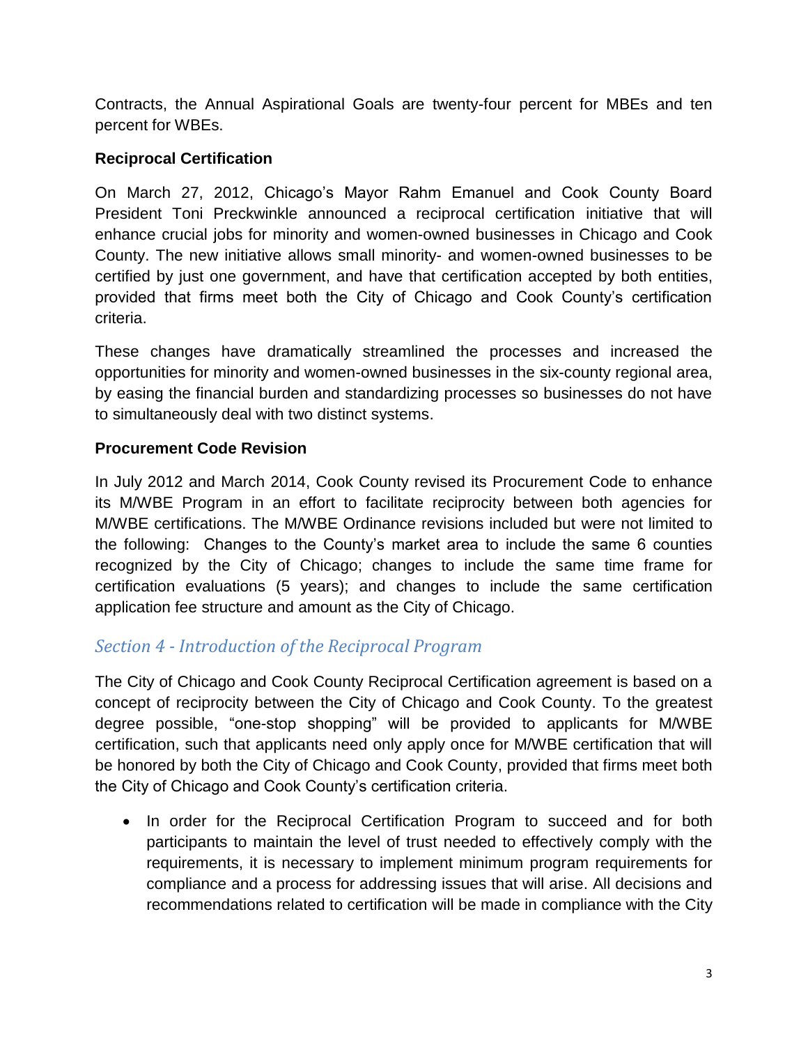Contracts, the Annual Aspirational Goals are twenty-four percent for MBEs and ten percent for WBEs.

**Reciprocal Certification**

On March 27, 2012, Chicago's Mayor Rahm Emanuel and Cook County Board President Toni Preckwinkle announced a reciprocal certification initiative that will enhance crucial jobs for minority and women-owned businesses in Chicago and Cook County. The new initiative allows small minority- and women-owned businesses to be certified by just one government, and have that certification accepted by both entities, provided that firms meet both the City of Chicago and Cook County's certification criteria.

These changes have dramatically streamlined the processes and increased the opportunities for minority and women-owned businesses in the six-county regional area, by easing the financial burden and standardizing processes so businesses do not have to simultaneously deal with two distinct systems.

**Procurement Code Revision**

In July 2012 and March 2014, Cook County revised its Procurement Code to enhance its M/WBE Program in an effort to facilitate reciprocity between both agencies for M/WBE certifications. The M/WBE Ordinance revisions included but were not limited to the following: Changes to the County's market area to include the same 6 counties recognized by the City of Chicago; changes to include the same time frame for certification evaluations (5 years); and changes to include the same certification application fee structure and amount as the City of Chicago.

## *Section 4 - Introduction of the Reciprocal Program*

The City of Chicago and Cook County Reciprocal Certification agreement is based on a concept of reciprocity between the City of Chicago and Cook County. To the greatest degree possible, "one-stop shopping" will be provided to applicants for M/WBE certification, such that applicants need only apply once for M/WBE certification that will be honored by both the City of Chicago and Cook County, provided that firms meet both the City of Chicago and Cook County's certification criteria.

- In order for the Reciprocal Certification Program to succeed and for both participants to maintain the level of trust needed to effectively comply with the requirements, it is necessary to implement minimum program requirements for compliance and a process for addressing issues that will arise. All decisions and recommendations related to certification will be made in compliance with the City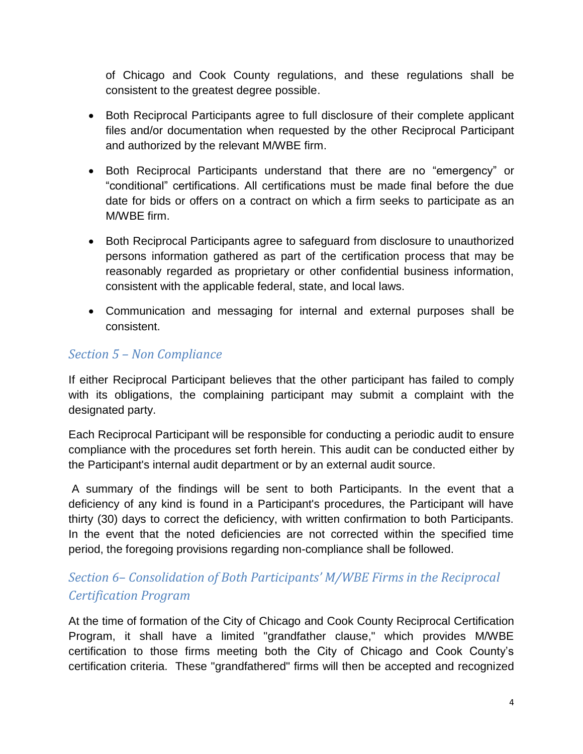of Chicago and Cook County regulations, and these regulations shall be consistent to the greatest degree possible.

- Both Reciprocal Participants agree to full disclosure of their complete applicant files and/or documentation when requested by the other Reciprocal Participant and authorized by the relevant M/WBE firm.
- Both Reciprocal Participants understand that there are no "emergency" or "conditional" certifications. All certifications must be made final before the due date for bids or offers on a contract on which a firm seeks to participate as an M/WBE firm.
- Both Reciprocal Participants agree to safeguard from disclosure to unauthorized persons information gathered as part of the certification process that may be reasonably regarded as proprietary or other confidential business information, consistent with the applicable federal, state, and local laws.
- Communication and messaging for internal and external purposes shall be consistent.

## *Section 5 – Non Compliance*

If either Reciprocal Participant believes that the other participant has failed to comply with its obligations, the complaining participant may submit a complaint with the designated party.

Each Reciprocal Participant will be responsible for conducting a periodic audit to ensure compliance with the procedures set forth herein. This audit can be conducted either by the Participant's internal audit department or by an external audit source.

A summary of the findings will be sent to both Participants. In the event that a deficiency of any kind is found in a Participant's procedures, the Participant will have thirty (30) days to correct the deficiency, with written confirmation to both Participants. In the event that the noted deficiencies are not corrected within the specified time period, the foregoing provisions regarding non-compliance shall be followed.

## *Section 6– Consolidation of Both Participants' M/WBE Firms in the Reciprocal Certification Program*

At the time of formation of the City of Chicago and Cook County Reciprocal Certification Program, it shall have a limited "grandfather clause," which provides M/WBE certification to those firms meeting both the City of Chicago and Cook County's certification criteria. These "grandfathered" firms will then be accepted and recognized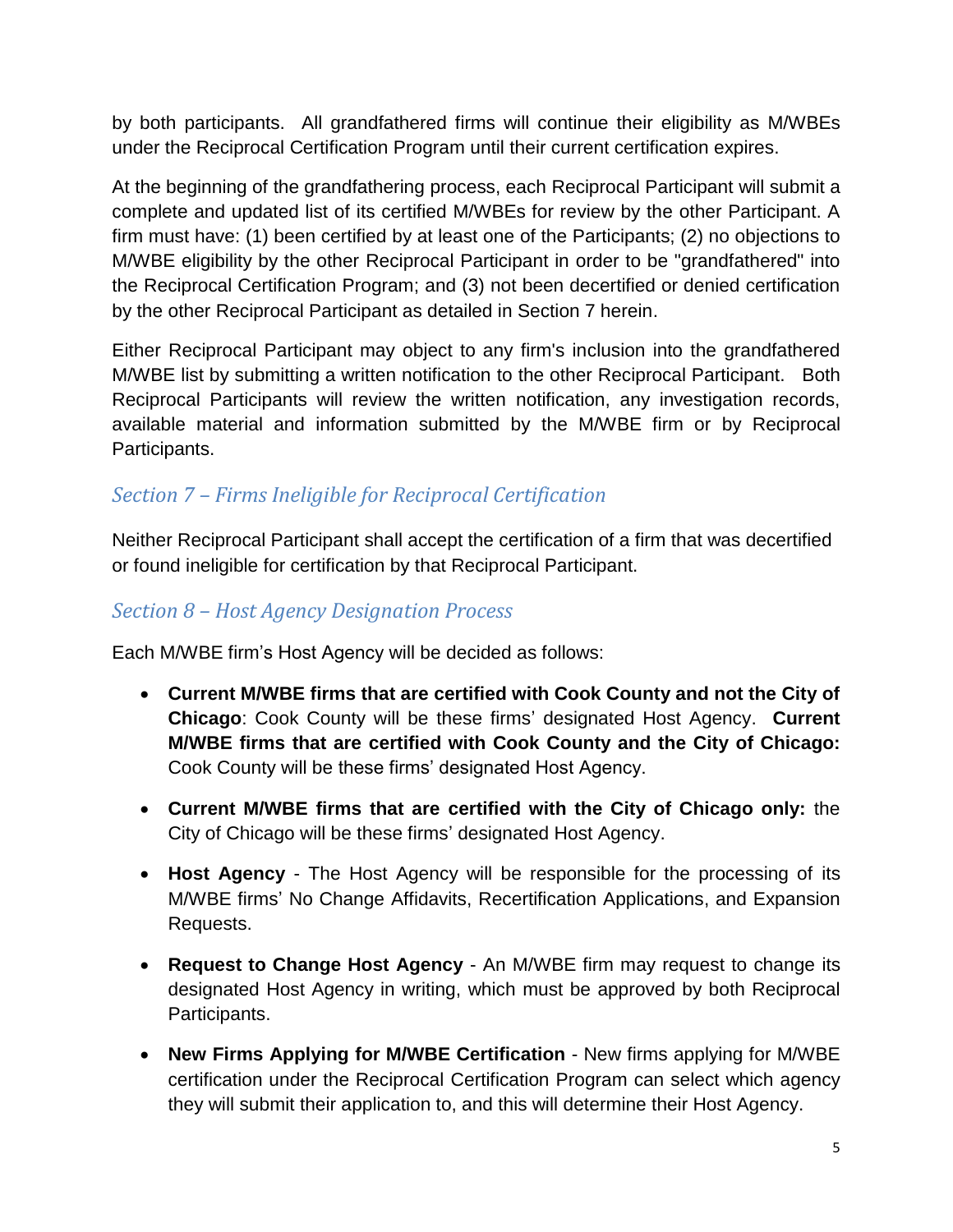by both participants. All grandfathered firms will continue their eligibility as M/WBEs under the Reciprocal Certification Program until their current certification expires.

At the beginning of the grandfathering process, each Reciprocal Participant will submit a complete and updated list of its certified M/WBEs for review by the other Participant. A firm must have: (1) been certified by at least one of the Participants; (2) no objections to M/WBE eligibility by the other Reciprocal Participant in order to be "grandfathered" into the Reciprocal Certification Program; and (3) not been decertified or denied certification by the other Reciprocal Participant as detailed in Section 7 herein.

Either Reciprocal Participant may object to any firm's inclusion into the grandfathered M/WBE list by submitting a written notification to the other Reciprocal Participant. Both Reciprocal Participants will review the written notification, any investigation records, available material and information submitted by the M/WBE firm or by Reciprocal Participants.

## *Section 7 – Firms Ineligible for Reciprocal Certification*

Neither Reciprocal Participant shall accept the certification of a firm that was decertified or found ineligible for certification by that Reciprocal Participant.

## *Section 8 – Host Agency Designation Process*

Each M/WBE firm's Host Agency will be decided as follows:

- **Current M/WBE firms that are certified with Cook County and not the City of Chicago**: Cook County will be these firms' designated Host Agency. **Current M/WBE firms that are certified with Cook County and the City of Chicago:** Cook County will be these firms' designated Host Agency.
- **Current M/WBE firms that are certified with the City of Chicago only:** the City of Chicago will be these firms' designated Host Agency.
- **Host Agency** - The Host Agency will be responsible for the processing of its M/WBE firms' No Change Affidavits, Recertification Applications, and Expansion Requests.
- **Request to Change Host Agency** - An M/WBE firm may request to change its designated Host Agency in writing, which must be approved by both Reciprocal Participants.
- **New Firms Applying for M/WBE Certification** - New firms applying for M/WBE certification under the Reciprocal Certification Program can select which agency they will submit their application to, and this will determine their Host Agency.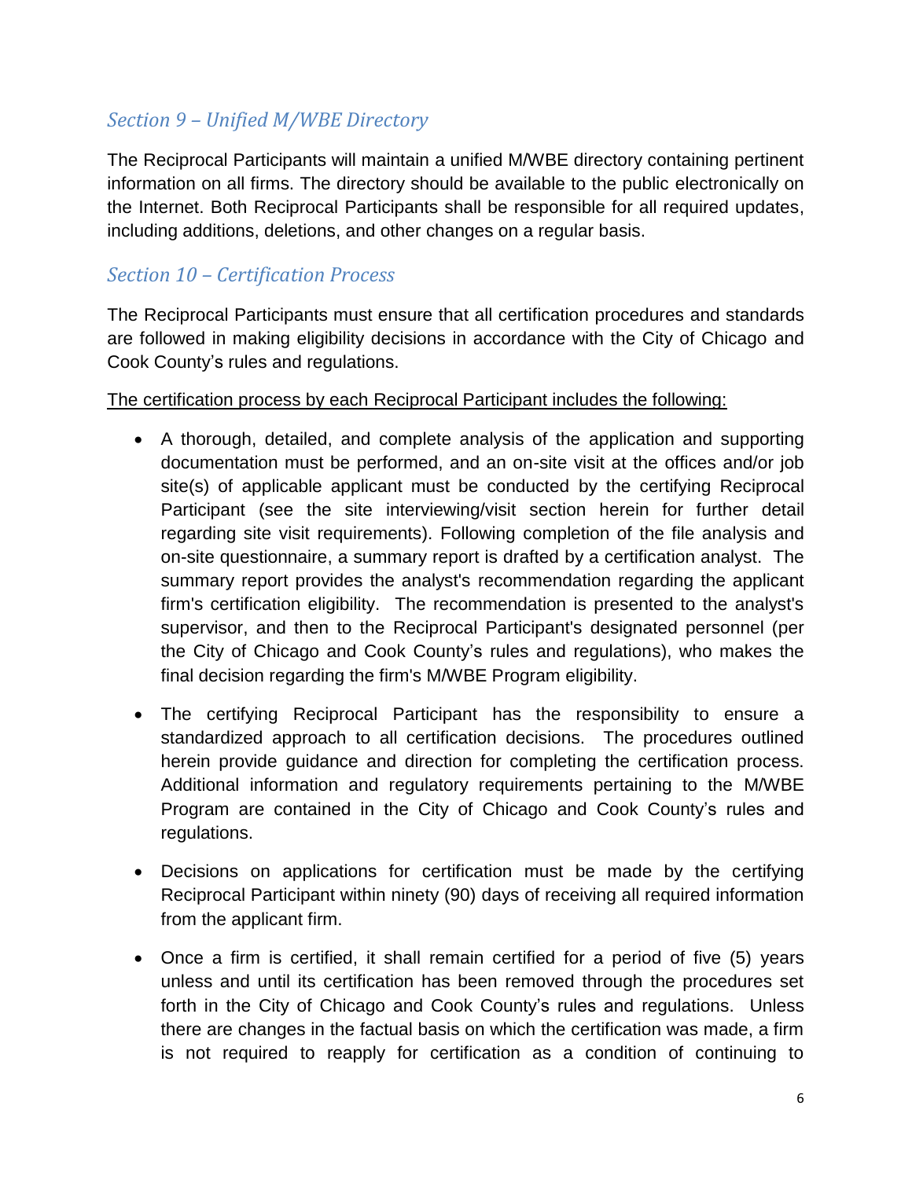## *Section 9 – Unified M/WBE Directory*

The Reciprocal Participants will maintain a unified M/WBE directory containing pertinent information on all firms. The directory should be available to the public electronically on the Internet. Both Reciprocal Participants shall be responsible for all required updates, including additions, deletions, and other changes on a regular basis.

## *Section 10 – Certification Process*

The Reciprocal Participants must ensure that all certification procedures and standards are followed in making eligibility decisions in accordance with the City of Chicago and Cook County's rules and regulations.

<u>The certification process by each Reciprocal Participant includes the following:</u>

- A thorough, detailed, and complete analysis of the application and supporting documentation must be performed, and an on-site visit at the offices and/or job site(s) of applicable applicant must be conducted by the certifying Reciprocal Participant (see the site interviewing/visit section herein for further detail regarding site visit requirements). Following completion of the file analysis and on-site questionnaire, a summary report is drafted by a certification analyst. The summary report provides the analyst's recommendation regarding the applicant firm's certification eligibility. The recommendation is presented to the analyst's supervisor, and then to the Reciprocal Participant's designated personnel (per the City of Chicago and Cook County's rules and regulations), who makes the final decision regarding the firm's M/WBE Program eligibility.

- The certifying Reciprocal Participant has the responsibility to ensure a standardized approach to all certification decisions. The procedures outlined herein provide guidance and direction for completing the certification process. Additional information and regulatory requirements pertaining to the M/WBE Program are contained in the City of Chicago and Cook County's rules and regulations.

- Decisions on applications for certification must be made by the certifying Reciprocal Participant within ninety (90) days of receiving all required information from the applicant firm.

- Once a firm is certified, it shall remain certified for a period of five (5) years unless and until its certification has been removed through the procedures set forth in the City of Chicago and Cook County's rules and regulations. Unless there are changes in the factual basis on which the certification was made, a firm is not required to reapply for certification as a condition of continuing to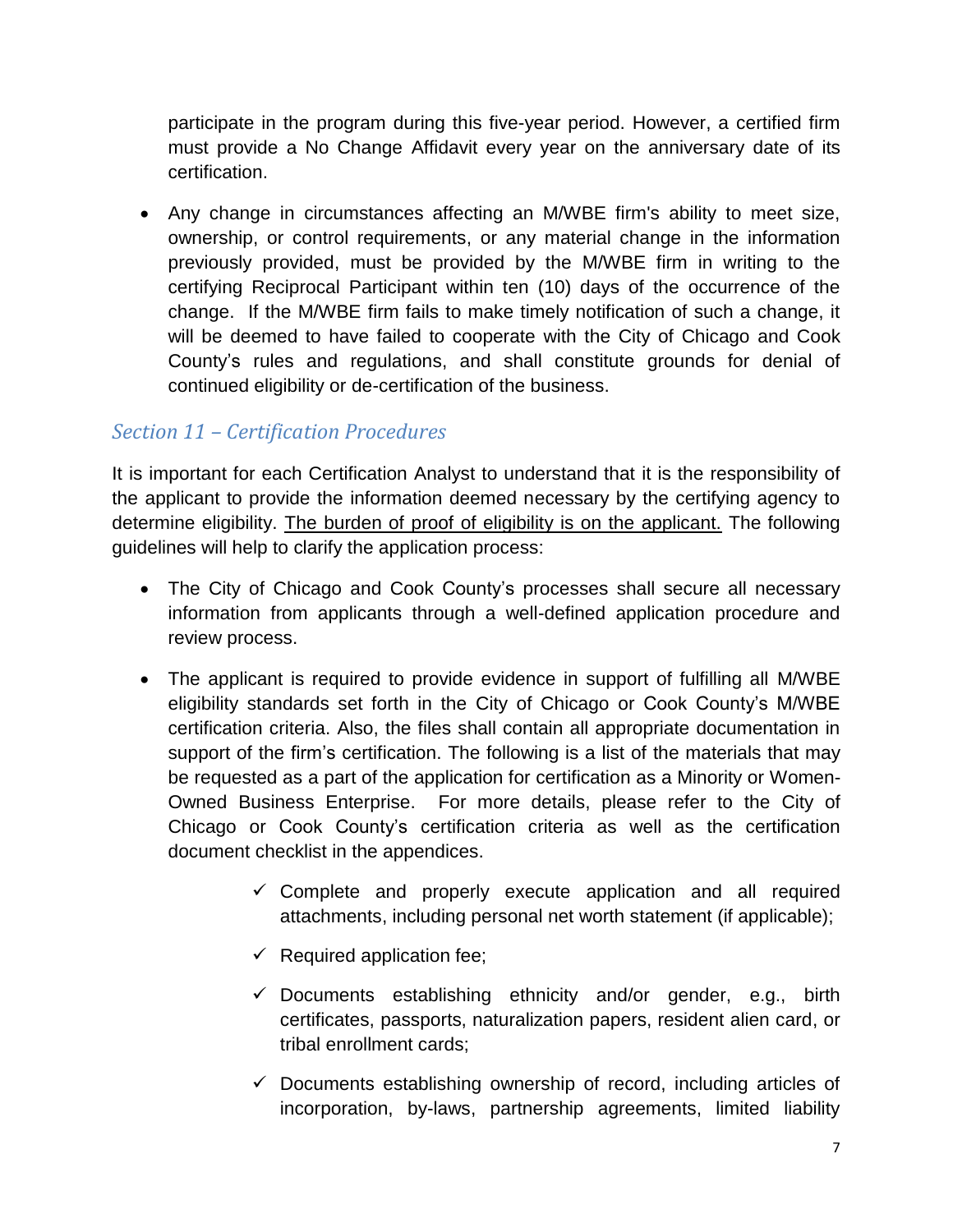participate in the program during this five-year period. However, a certified firm must provide a No Change Affidavit every year on the anniversary date of its certification.

- Any change in circumstances affecting an M/WBE firm's ability to meet size, ownership, or control requirements, or any material change in the information previously provided, must be provided by the M/WBE firm in writing to the certifying Reciprocal Participant within ten (10) days of the occurrence of the change. If the M/WBE firm fails to make timely notification of such a change, it will be deemed to have failed to cooperate with the City of Chicago and Cook County's rules and regulations, and shall constitute grounds for denial of continued eligibility or de-certification of the business.

## *Section 11 – Certification Procedures*

It is important for each Certification Analyst to understand that it is the responsibility of the applicant to provide the information deemed necessary by the certifying agency to determine eligibility. The burden of proof of eligibility is on the applicant. The following guidelines will help to clarify the application process:

- The City of Chicago and Cook County's processes shall secure all necessary information from applicants through a well-defined application procedure and review process.
- The applicant is required to provide evidence in support of fulfilling all M/WBE eligibility standards set forth in the City of Chicago or Cook County's M/WBE certification criteria. Also, the files shall contain all appropriate documentation in support of the firm's certification. The following is a list of the materials that may be requested as a part of the application for certification as a Minority or Women-Owned Business Enterprise. For more details, please refer to the City of Chicago or Cook County's certification criteria as well as the certification document checklist in the appendices.
    - ✓ Complete and properly execute application and all required attachments, including personal net worth statement (if applicable);
    - ✓ Required application fee;
    - ✓ Documents establishing ethnicity and/or gender, e.g., birth certificates, passports, naturalization papers, resident alien card, or tribal enrollment cards;
    - ✓ Documents establishing ownership of record, including articles of incorporation, by-laws, partnership agreements, limited liability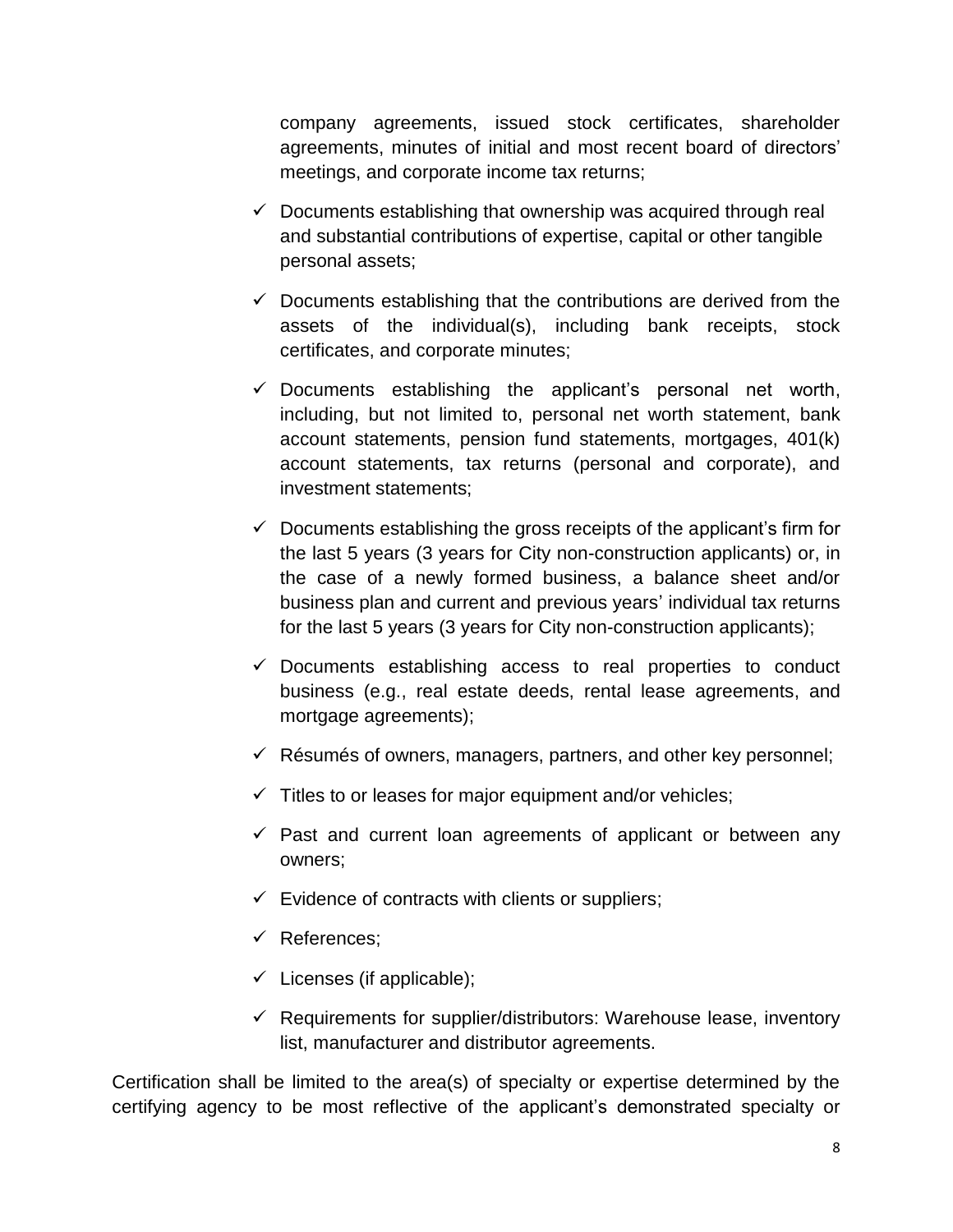company agreements, issued stock certificates, shareholder agreements, minutes of initial and most recent board of directors' meetings, and corporate income tax returns;

- ✓ Documents establishing that ownership was acquired through real and substantial contributions of expertise, capital or other tangible personal assets;
- ✓ Documents establishing that the contributions are derived from the assets of the individual(s), including bank receipts, stock certificates, and corporate minutes;
- ✓ Documents establishing the applicant's personal net worth, including, but not limited to, personal net worth statement, bank account statements, pension fund statements, mortgages, 401(k) account statements, tax returns (personal and corporate), and investment statements;
- ✓ Documents establishing the gross receipts of the applicant's firm for the last 5 years (3 years for City non-construction applicants) or, in the case of a newly formed business, a balance sheet and/or business plan and current and previous years' individual tax returns for the last 5 years (3 years for City non-construction applicants);
- ✓ Documents establishing access to real properties to conduct business (e.g., real estate deeds, rental lease agreements, and mortgage agreements);
- ✓ Résumés of owners, managers, partners, and other key personnel;
- ✓ Titles to or leases for major equipment and/or vehicles;
- ✓ Past and current loan agreements of applicant or between any owners;
- ✓ Evidence of contracts with clients or suppliers;
- ✓ References;
- ✓ Licenses (if applicable);
- ✓ Requirements for supplier/distributors: Warehouse lease, inventory list, manufacturer and distributor agreements.

Certification shall be limited to the area(s) of specialty or expertise determined by the certifying agency to be most reflective of the applicant's demonstrated specialty or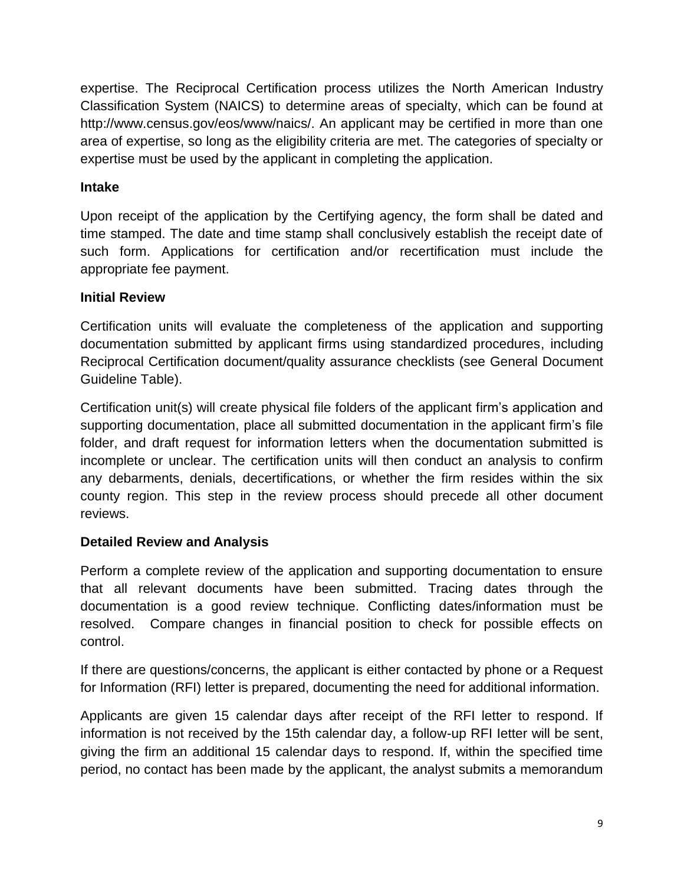expertise. The Reciprocal Certification process utilizes the North American Industry Classification System (NAICS) to determine areas of specialty, which can be found at http://www.census.gov/eos/www/naics/. An applicant may be certified in more than one area of expertise, so long as the eligibility criteria are met. The categories of specialty or expertise must be used by the applicant in completing the application.

### Intake

Upon receipt of the application by the Certifying agency, the form shall be dated and time stamped. The date and time stamp shall conclusively establish the receipt date of such form. Applications for certification and/or recertification must include the appropriate fee payment.

### Initial Review

Certification units will evaluate the completeness of the application and supporting documentation submitted by applicant firms using standardized procedures, including Reciprocal Certification document/quality assurance checklists (see General Document Guideline Table).

Certification unit(s) will create physical file folders of the applicant firm's application and supporting documentation, place all submitted documentation in the applicant firm's file folder, and draft request for information letters when the documentation submitted is incomplete or unclear. The certification units will then conduct an analysis to confirm any debarments, denials, decertifications, or whether the firm resides within the six county region. This step in the review process should precede all other document reviews.

### Detailed Review and Analysis

Perform a complete review of the application and supporting documentation to ensure that all relevant documents have been submitted. Tracing dates through the documentation is a good review technique. Conflicting dates/information must be resolved. Compare changes in financial position to check for possible effects on control.

If there are questions/concerns, the applicant is either contacted by phone or a Request for Information (RFI) letter is prepared, documenting the need for additional information.

Applicants are given 15 calendar days after receipt of the RFI letter to respond. If information is not received by the 15th calendar day, a follow-up RFI letter will be sent, giving the firm an additional 15 calendar days to respond. If, within the specified time period, no contact has been made by the applicant, the analyst submits a memorandum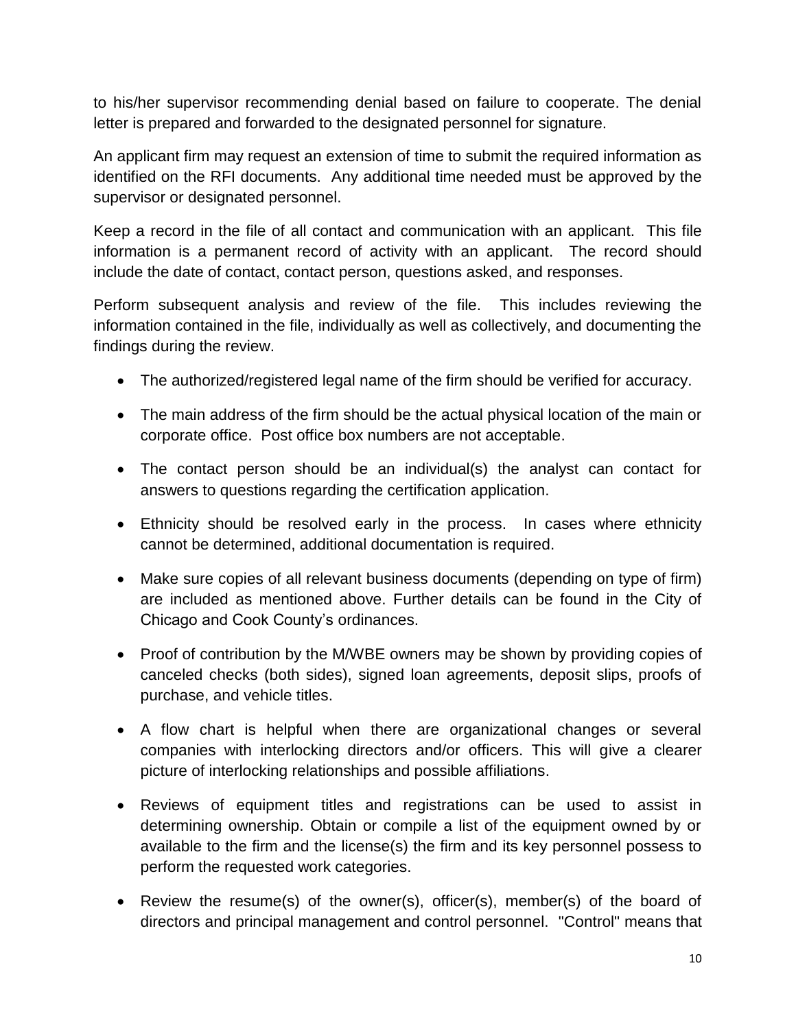to his/her supervisor recommending denial based on failure to cooperate. The denial letter is prepared and forwarded to the designated personnel for signature.

An applicant firm may request an extension of time to submit the required information as identified on the RFI documents. Any additional time needed must be approved by the supervisor or designated personnel.

Keep a record in the file of all contact and communication with an applicant. This file information is a permanent record of activity with an applicant. The record should include the date of contact, contact person, questions asked, and responses.

Perform subsequent analysis and review of the file. This includes reviewing the information contained in the file, individually as well as collectively, and documenting the findings during the review.

- The authorized/registered legal name of the firm should be verified for accuracy.
- The main address of the firm should be the actual physical location of the main or corporate office. Post office box numbers are not acceptable.
- The contact person should be an individual(s) the analyst can contact for answers to questions regarding the certification application.
- Ethnicity should be resolved early in the process. In cases where ethnicity cannot be determined, additional documentation is required.
- Make sure copies of all relevant business documents (depending on type of firm) are included as mentioned above. Further details can be found in the City of Chicago and Cook County's ordinances.
- Proof of contribution by the M/WBE owners may be shown by providing copies of canceled checks (both sides), signed loan agreements, deposit slips, proofs of purchase, and vehicle titles.
- A flow chart is helpful when there are organizational changes or several companies with interlocking directors and/or officers. This will give a clearer picture of interlocking relationships and possible affiliations.
- Reviews of equipment titles and registrations can be used to assist in determining ownership. Obtain or compile a list of the equipment owned by or available to the firm and the license(s) the firm and its key personnel possess to perform the requested work categories.
- Review the resume(s) of the owner(s), officer(s), member(s) of the board of directors and principal management and control personnel. "Control" means that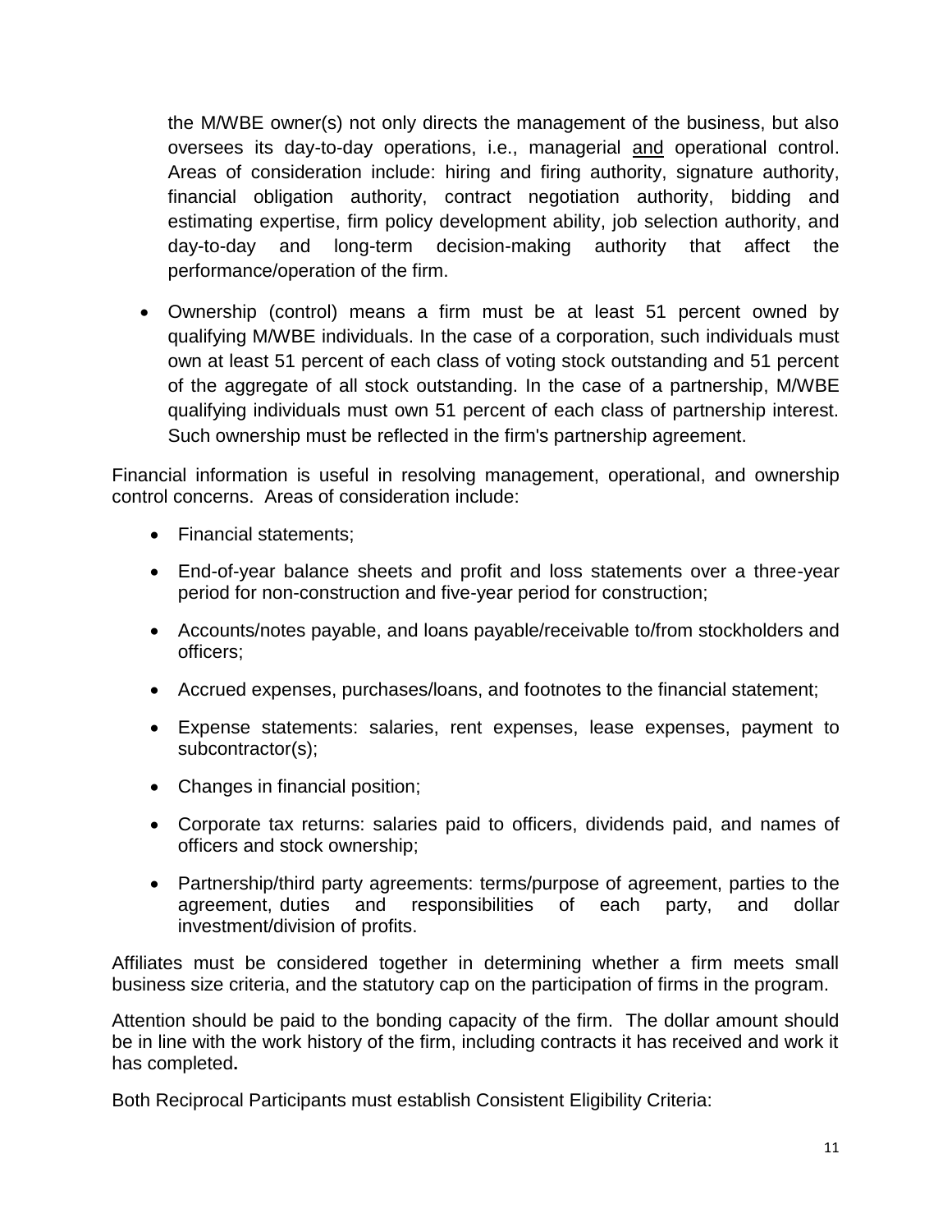the M/WBE owner(s) not only directs the management of the business, but also oversees its day-to-day operations, i.e., managerial <u>and</u> operational control. Areas of consideration include: hiring and firing authority, signature authority, financial obligation authority, contract negotiation authority, bidding and estimating expertise, firm policy development ability, job selection authority, and day-to-day and long-term decision-making authority that affect the performance/operation of the firm.

- Ownership (control) means a firm must be at least 51 percent owned by qualifying M/WBE individuals. In the case of a corporation, such individuals must own at least 51 percent of each class of voting stock outstanding and 51 percent of the aggregate of all stock outstanding. In the case of a partnership, M/WBE qualifying individuals must own 51 percent of each class of partnership interest. Such ownership must be reflected in the firm's partnership agreement.

Financial information is useful in resolving management, operational, and ownership control concerns. Areas of consideration include:

- Financial statements;
- End-of-year balance sheets and profit and loss statements over a three-year period for non-construction and five-year period for construction;
- Accounts/notes payable, and loans payable/receivable to/from stockholders and officers;
- Accrued expenses, purchases/loans, and footnotes to the financial statement;
- Expense statements: salaries, rent expenses, lease expenses, payment to subcontractor(s);
- Changes in financial position;
- Corporate tax returns: salaries paid to officers, dividends paid, and names of officers and stock ownership;
- Partnership/third party agreements: terms/purpose of agreement, parties to the agreement, duties and responsibilities of each party, and dollar investment/division of profits.

Affiliates must be considered together in determining whether a firm meets small business size criteria, and the statutory cap on the participation of firms in the program.

Attention should be paid to the bonding capacity of the firm. The dollar amount should be in line with the work history of the firm, including contracts it has received and work it has completed.

Both Reciprocal Participants must establish Consistent Eligibility Criteria: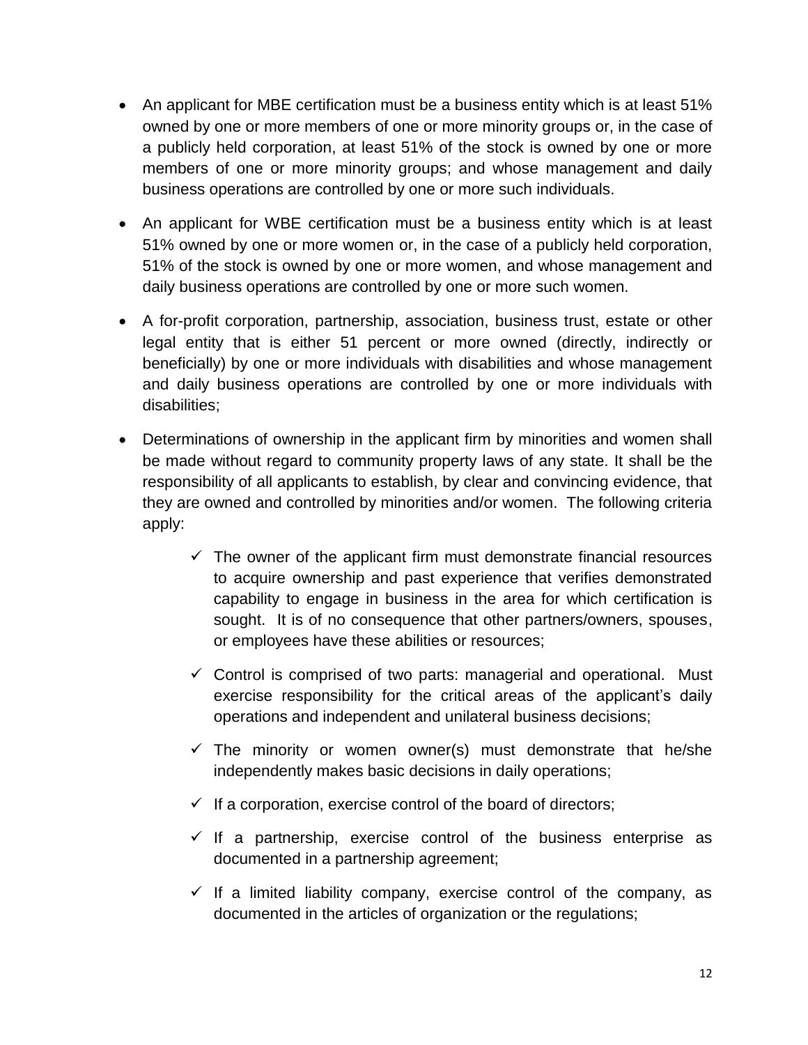- An applicant for MBE certification must be a business entity which is at least 51% owned by one or more members of one or more minority groups or, in the case of a publicly held corporation, at least 51% of the stock is owned by one or more members of one or more minority groups; and whose management and daily business operations are controlled by one or more such individuals.

- An applicant for WBE certification must be a business entity which is at least 51% owned by one or more women or, in the case of a publicly held corporation, 51% of the stock is owned by one or more women, and whose management and daily business operations are controlled by one or more such women.

- A for-profit corporation, partnership, association, business trust, estate or other legal entity that is either 51 percent or more owned (directly, indirectly or beneficially) by one or more individuals with disabilities and whose management and daily business operations are controlled by one or more individuals with disabilities;

- Determinations of ownership in the applicant firm by minorities and women shall be made without regard to community property laws of any state. It shall be the responsibility of all applicants to establish, by clear and convincing evidence, that they are owned and controlled by minorities and/or women. The following criteria apply:

    - ✓ The owner of the applicant firm must demonstrate financial resources to acquire ownership and past experience that verifies demonstrated capability to engage in business in the area for which certification is sought. It is of no consequence that other partners/owners, spouses, or employees have these abilities or resources;

    - ✓ Control is comprised of two parts: managerial and operational. Must exercise responsibility for the critical areas of the applicant's daily operations and independent and unilateral business decisions;

    - ✓ The minority or women owner(s) must demonstrate that he/she independently makes basic decisions in daily operations;

    - ✓ If a corporation, exercise control of the board of directors;

    - ✓ If a partnership, exercise control of the business enterprise as documented in a partnership agreement;

    - ✓ If a limited liability company, exercise control of the company, as documented in the articles of organization or the regulations;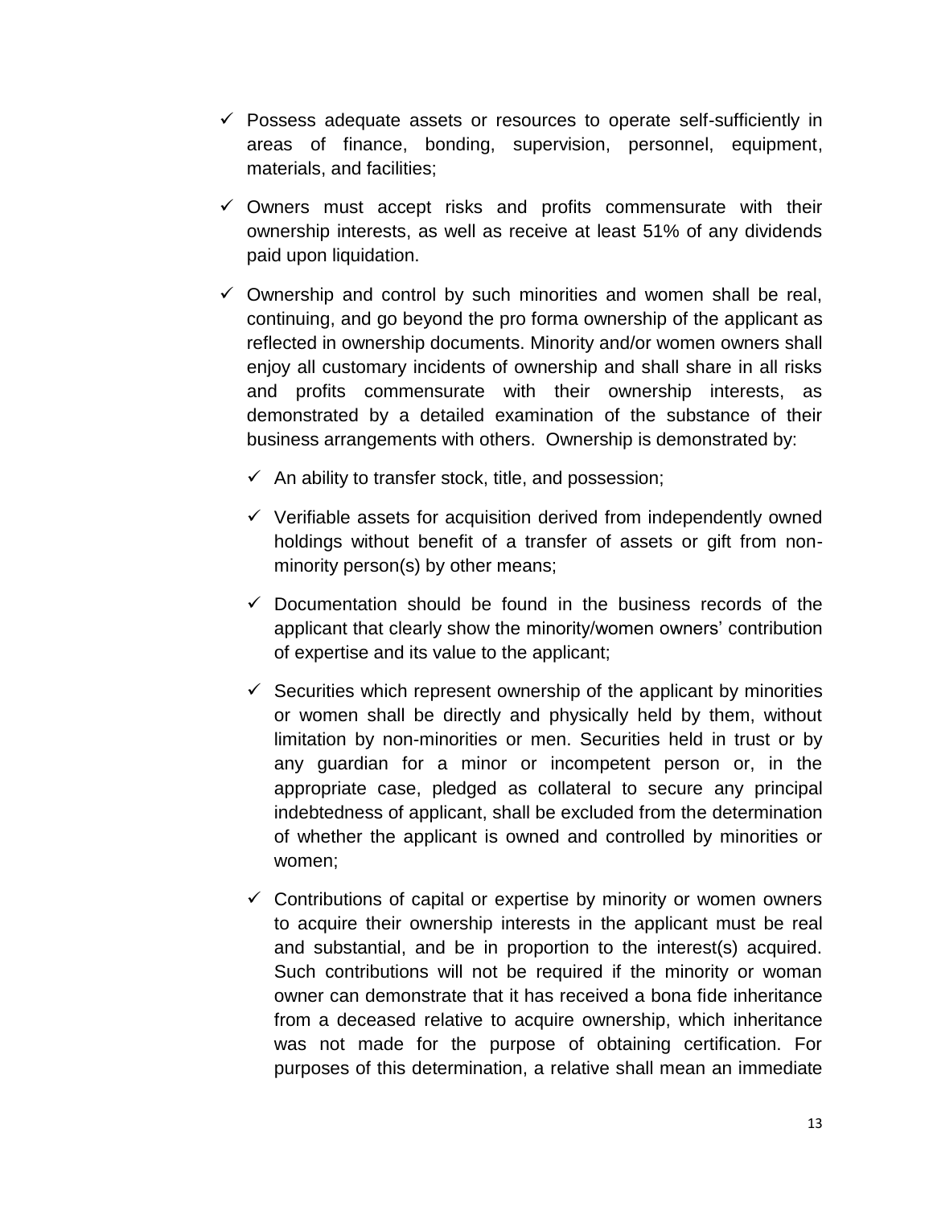- ✓ Possess adequate assets or resources to operate self-sufficiently in areas of finance, bonding, supervision, personnel, equipment, materials, and facilities;
- ✓ Owners must accept risks and profits commensurate with their ownership interests, as well as receive at least 51% of any dividends paid upon liquidation.
- ✓ Ownership and control by such minorities and women shall be real, continuing, and go beyond the pro forma ownership of the applicant as reflected in ownership documents. Minority and/or women owners shall enjoy all customary incidents of ownership and shall share in all risks and profits commensurate with their ownership interests, as demonstrated by a detailed examination of the substance of their business arrangements with others. Ownership is demonstrated by:
  - ✓ An ability to transfer stock, title, and possession;
  - ✓ Verifiable assets for acquisition derived from independently owned holdings without benefit of a transfer of assets or gift from non-minority person(s) by other means;
  - ✓ Documentation should be found in the business records of the applicant that clearly show the minority/women owners' contribution of expertise and its value to the applicant;
  - ✓ Securities which represent ownership of the applicant by minorities or women shall be directly and physically held by them, without limitation by non-minorities or men. Securities held in trust or by any guardian for a minor or incompetent person or, in the appropriate case, pledged as collateral to secure any principal indebtedness of applicant, shall be excluded from the determination of whether the applicant is owned and controlled by minorities or women;
  - ✓ Contributions of capital or expertise by minority or women owners to acquire their ownership interests in the applicant must be real and substantial, and be in proportion to the interest(s) acquired. Such contributions will not be required if the minority or woman owner can demonstrate that it has received a bona fide inheritance from a deceased relative to acquire ownership, which inheritance was not made for the purpose of obtaining certification. For purposes of this determination, a relative shall mean an immediate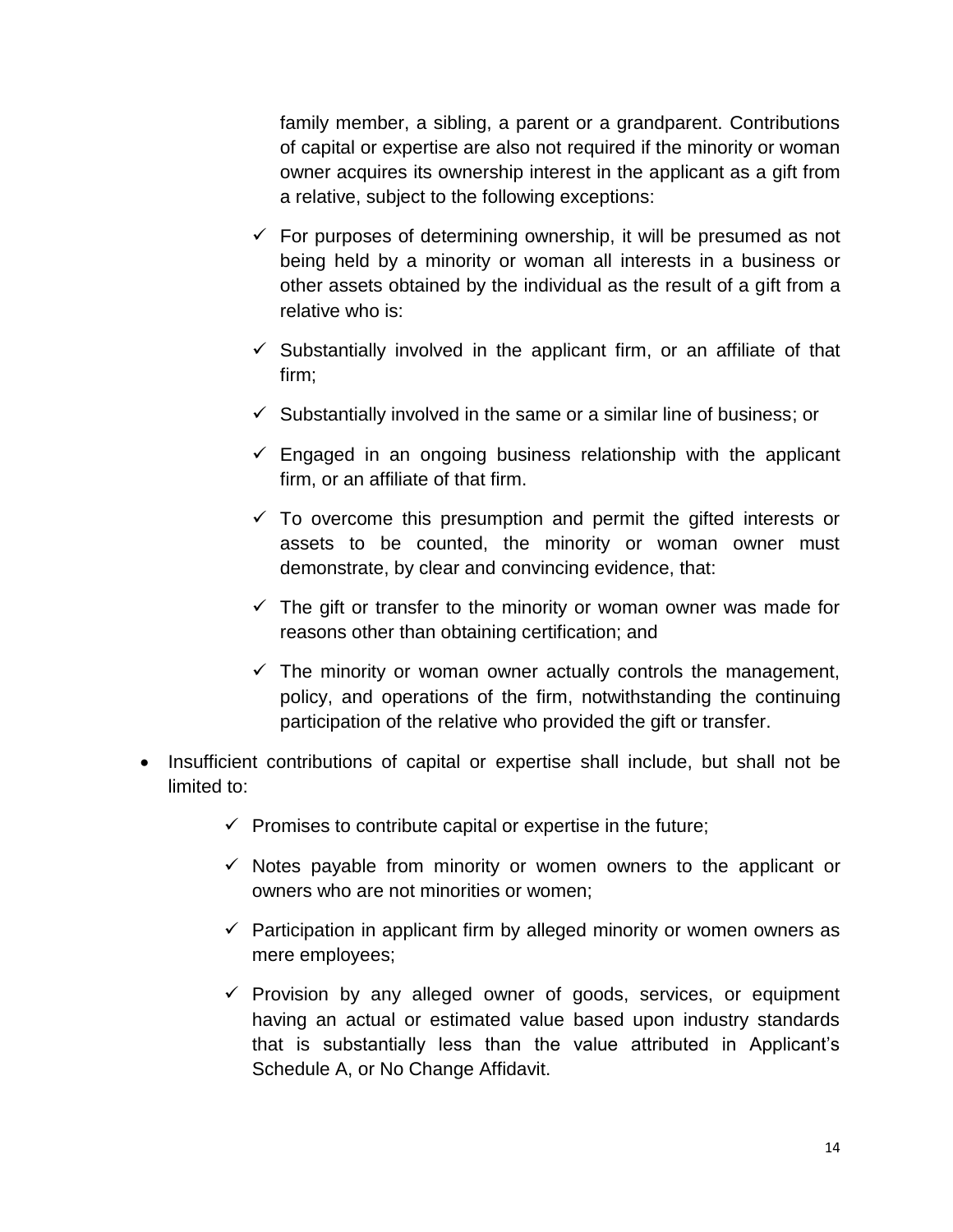family member, a sibling, a parent or a grandparent. Contributions of capital or expertise are also not required if the minority or woman owner acquires its ownership interest in the applicant as a gift from a relative, subject to the following exceptions:

  - ✓ For purposes of determining ownership, it will be presumed as not being held by a minority or woman all interests in a business or other assets obtained by the individual as the result of a gift from a relative who is:
  - ✓ Substantially involved in the applicant firm, or an affiliate of that firm;
  - ✓ Substantially involved in the same or a similar line of business; or
  - ✓ Engaged in an ongoing business relationship with the applicant firm, or an affiliate of that firm.
  - ✓ To overcome this presumption and permit the gifted interests or assets to be counted, the minority or woman owner must demonstrate, by clear and convincing evidence, that:
  - ✓ The gift or transfer to the minority or woman owner was made for reasons other than obtaining certification; and
  - ✓ The minority or woman owner actually controls the management, policy, and operations of the firm, notwithstanding the continuing participation of the relative who provided the gift or transfer.

- Insufficient contributions of capital or expertise shall include, but shall not be limited to:
  - ✓ Promises to contribute capital or expertise in the future;
  - ✓ Notes payable from minority or women owners to the applicant or owners who are not minorities or women;
  - ✓ Participation in applicant firm by alleged minority or women owners as mere employees;
  - ✓ Provision by any alleged owner of goods, services, or equipment having an actual or estimated value based upon industry standards that is substantially less than the value attributed in Applicant's Schedule A, or No Change Affidavit.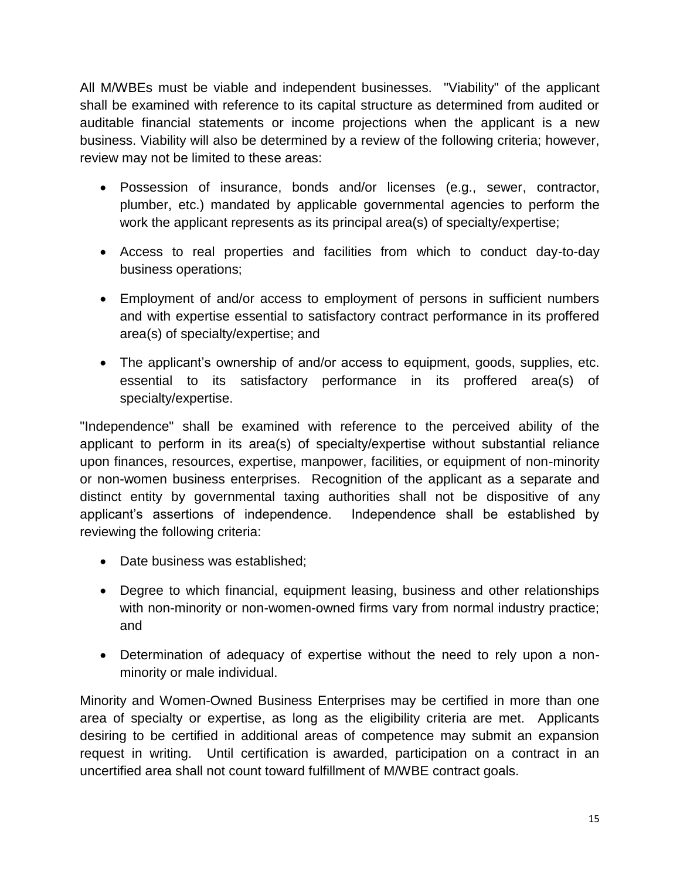All M/WBEs must be viable and independent businesses. "Viability" of the applicant shall be examined with reference to its capital structure as determined from audited or auditable financial statements or income projections when the applicant is a new business. Viability will also be determined by a review of the following criteria; however, review may not be limited to these areas:

- Possession of insurance, bonds and/or licenses (e.g., sewer, contractor, plumber, etc.) mandated by applicable governmental agencies to perform the work the applicant represents as its principal area(s) of specialty/expertise;
- Access to real properties and facilities from which to conduct day-to-day business operations;
- Employment of and/or access to employment of persons in sufficient numbers and with expertise essential to satisfactory contract performance in its proffered area(s) of specialty/expertise; and
- The applicant's ownership of and/or access to equipment, goods, supplies, etc. essential to its satisfactory performance in its proffered area(s) of specialty/expertise.

"Independence" shall be examined with reference to the perceived ability of the applicant to perform in its area(s) of specialty/expertise without substantial reliance upon finances, resources, expertise, manpower, facilities, or equipment of non-minority or non-women business enterprises. Recognition of the applicant as a separate and distinct entity by governmental taxing authorities shall not be dispositive of any applicant's assertions of independence. Independence shall be established by reviewing the following criteria:

- Date business was established;
- Degree to which financial, equipment leasing, business and other relationships with non-minority or non-women-owned firms vary from normal industry practice; and
- Determination of adequacy of expertise without the need to rely upon a non-minority or male individual.

Minority and Women-Owned Business Enterprises may be certified in more than one area of specialty or expertise, as long as the eligibility criteria are met. Applicants desiring to be certified in additional areas of competence may submit an expansion request in writing. Until certification is awarded, participation on a contract in an uncertified area shall not count toward fulfillment of M/WBE contract goals.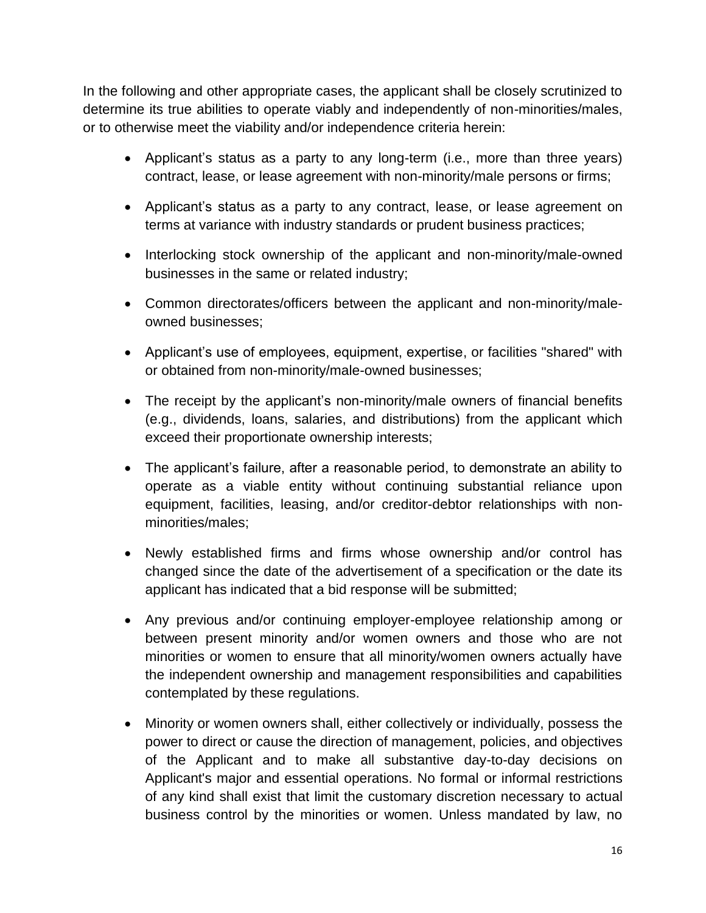In the following and other appropriate cases, the applicant shall be closely scrutinized to determine its true abilities to operate viably and independently of non-minorities/males, or to otherwise meet the viability and/or independence criteria herein:

- Applicant's status as a party to any long-term (i.e., more than three years) contract, lease, or lease agreement with non-minority/male persons or firms;
- Applicant's status as a party to any contract, lease, or lease agreement on terms at variance with industry standards or prudent business practices;
- Interlocking stock ownership of the applicant and non-minority/male-owned businesses in the same or related industry;
- Common directorates/officers between the applicant and non-minority/male-owned businesses;
- Applicant's use of employees, equipment, expertise, or facilities "shared" with or obtained from non-minority/male-owned businesses;
- The receipt by the applicant's non-minority/male owners of financial benefits (e.g., dividends, loans, salaries, and distributions) from the applicant which exceed their proportionate ownership interests;
- The applicant's failure, after a reasonable period, to demonstrate an ability to operate as a viable entity without continuing substantial reliance upon equipment, facilities, leasing, and/or creditor-debtor relationships with non-minorities/males;
- Newly established firms and firms whose ownership and/or control has changed since the date of the advertisement of a specification or the date its applicant has indicated that a bid response will be submitted;
- Any previous and/or continuing employer-employee relationship among or between present minority and/or women owners and those who are not minorities or women to ensure that all minority/women owners actually have the independent ownership and management responsibilities and capabilities contemplated by these regulations.
- Minority or women owners shall, either collectively or individually, possess the power to direct or cause the direction of management, policies, and objectives of the Applicant and to make all substantive day-to-day decisions on Applicant's major and essential operations. No formal or informal restrictions of any kind shall exist that limit the customary discretion necessary to actual business control by the minorities or women. Unless mandated by law, no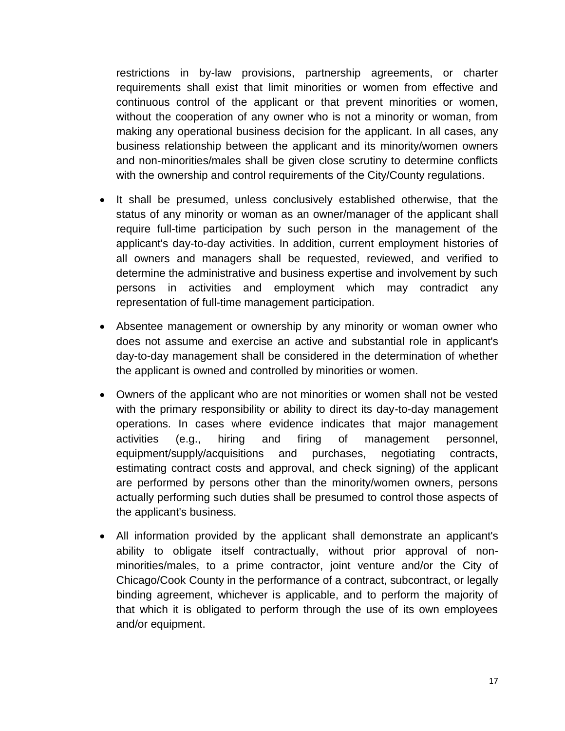restrictions in by-law provisions, partnership agreements, or charter requirements shall exist that limit minorities or women from effective and continuous control of the applicant or that prevent minorities or women, without the cooperation of any owner who is not a minority or woman, from making any operational business decision for the applicant. In all cases, any business relationship between the applicant and its minority/women owners and non-minorities/males shall be given close scrutiny to determine conflicts with the ownership and control requirements of the City/County regulations.

- It shall be presumed, unless conclusively established otherwise, that the status of any minority or woman as an owner/manager of the applicant shall require full-time participation by such person in the management of the applicant's day-to-day activities. In addition, current employment histories of all owners and managers shall be requested, reviewed, and verified to determine the administrative and business expertise and involvement by such persons in activities and employment which may contradict any representation of full-time management participation.

- Absentee management or ownership by any minority or woman owner who does not assume and exercise an active and substantial role in applicant's day-to-day management shall be considered in the determination of whether the applicant is owned and controlled by minorities or women.

- Owners of the applicant who are not minorities or women shall not be vested with the primary responsibility or ability to direct its day-to-day management operations. In cases where evidence indicates that major management activities (e.g., hiring and firing of management personnel, equipment/supply/acquisitions and purchases, negotiating contracts, estimating contract costs and approval, and check signing) of the applicant are performed by persons other than the minority/women owners, persons actually performing such duties shall be presumed to control those aspects of the applicant's business.

- All information provided by the applicant shall demonstrate an applicant's ability to obligate itself contractually, without prior approval of non-minorities/males, to a prime contractor, joint venture and/or the City of Chicago/Cook County in the performance of a contract, subcontract, or legally binding agreement, whichever is applicable, and to perform the majority of that which it is obligated to perform through the use of its own employees and/or equipment.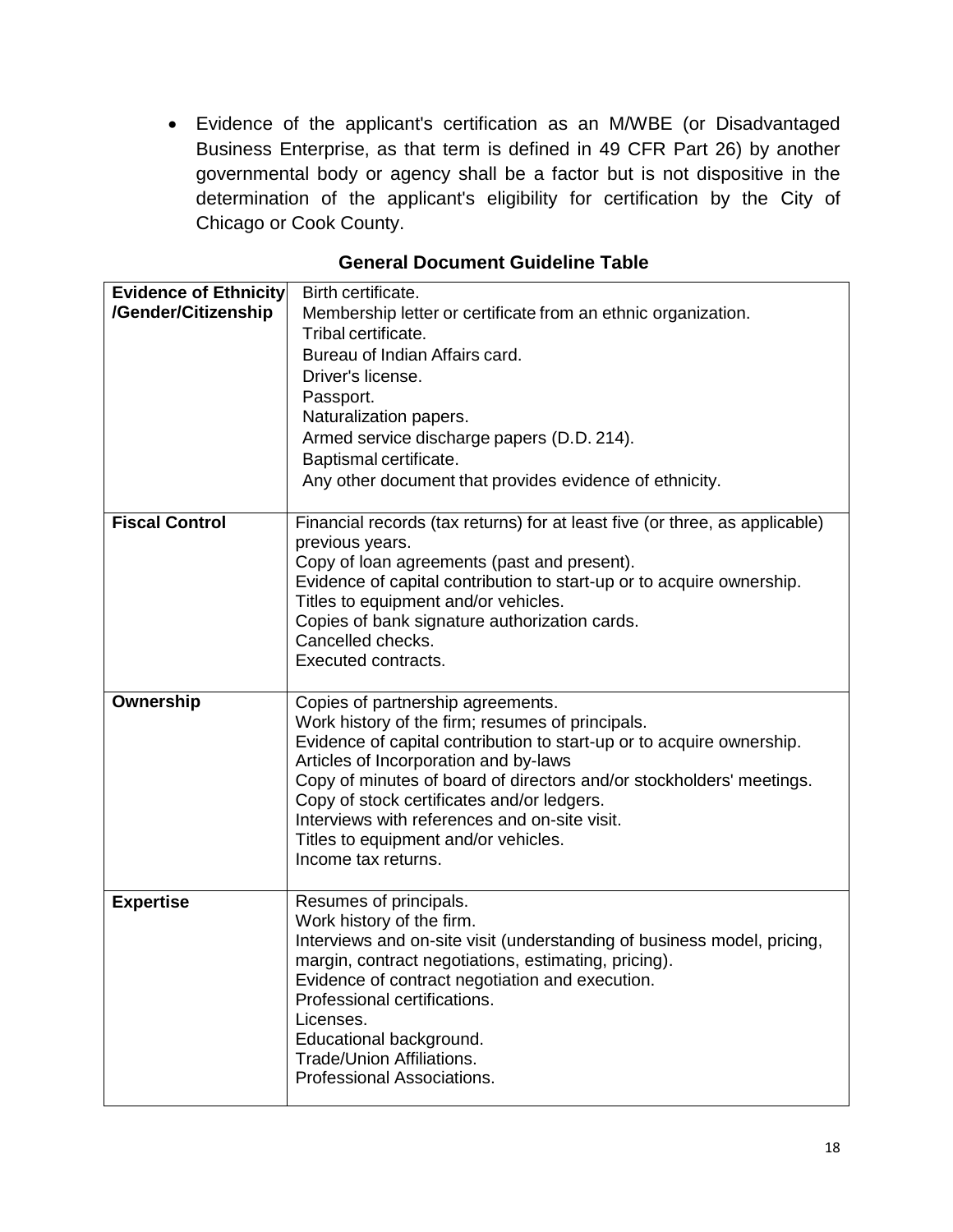- Evidence of the applicant's certification as an M/WBE (or Disadvantaged Business Enterprise, as that term is defined in 49 CFR Part 26) by another governmental body or agency shall be a factor but is not dispositive in the determination of the applicant's eligibility for certification by the City of Chicago or Cook County.

**General Document Guideline Table**

| **Evidence of Ethnicity /Gender/Citizenship** | Birth certificate.<br>Membership letter or certificate from an ethnic organization.<br>Tribal certificate.<br>Bureau of Indian Affairs card.<br>Driver's license.<br>Passport.<br>Naturalization papers.<br>Armed service discharge papers (D.D. 214).<br>Baptismal certificate.<br>Any other document that provides evidence of ethnicity. |
|---|---|
| **Fiscal Control** | Financial records (tax returns) for at least five (or three, as applicable) previous years.<br>Copy of loan agreements (past and present).<br>Evidence of capital contribution to start-up or to acquire ownership.<br>Titles to equipment and/or vehicles.<br>Copies of bank signature authorization cards.<br>Cancelled checks.<br>Executed contracts. |
| **Ownership** | Copies of partnership agreements.<br>Work history of the firm; resumes of principals.<br>Evidence of capital contribution to start-up or to acquire ownership.<br>Articles of Incorporation and by-laws<br>Copy of minutes of board of directors and/or stockholders' meetings.<br>Copy of stock certificates and/or ledgers.<br>Interviews with references and on-site visit.<br>Titles to equipment and/or vehicles.<br>Income tax returns. |
| **Expertise** | Resumes of principals.<br>Work history of the firm.<br>Interviews and on-site visit (understanding of business model, pricing, margin, contract negotiations, estimating, pricing).<br>Evidence of contract negotiation and execution.<br>Professional certifications.<br>Licenses.<br>Educational background.<br>Trade/Union Affiliations.<br>Professional Associations. |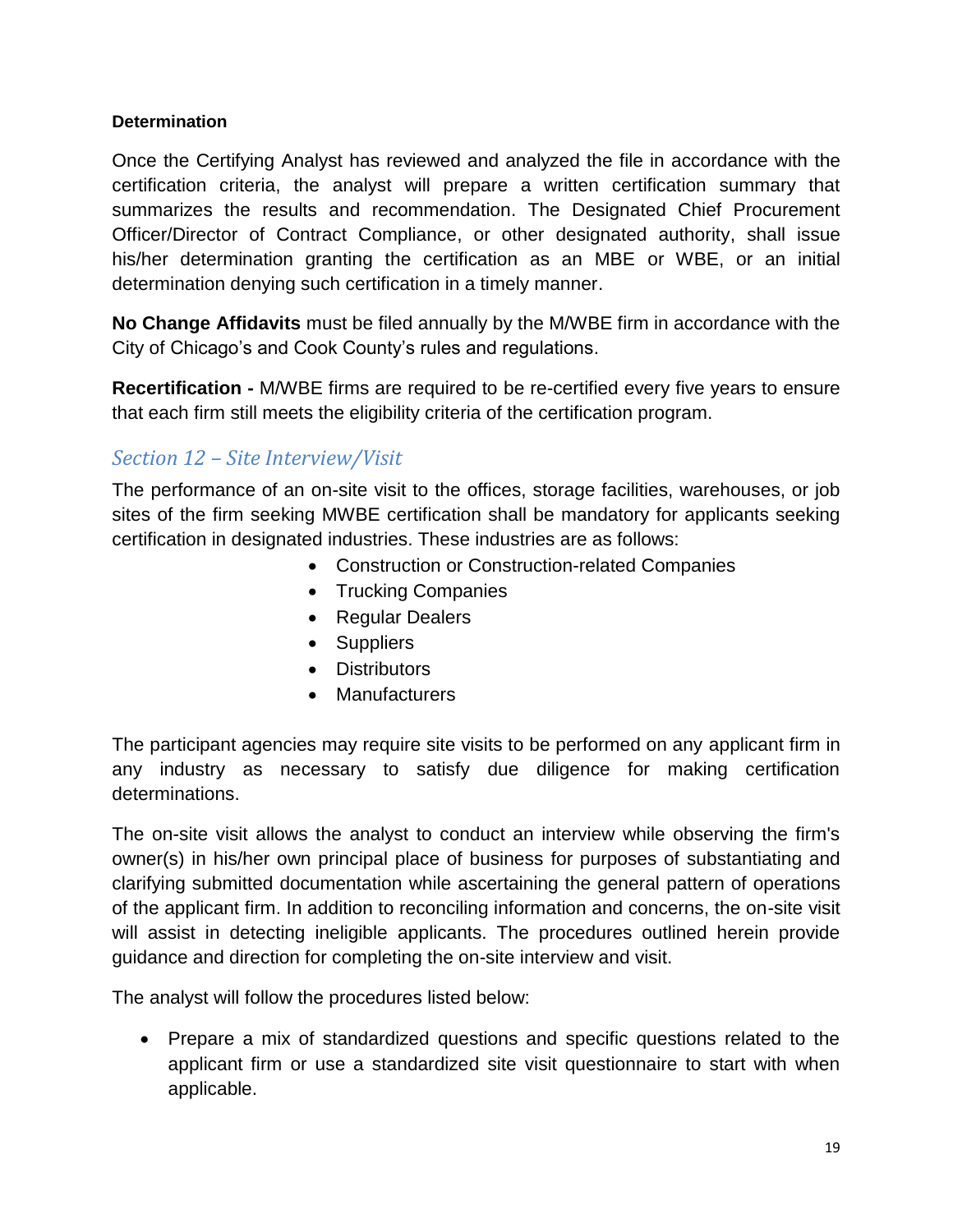**Determination**

Once the Certifying Analyst has reviewed and analyzed the file in accordance with the certification criteria, the analyst will prepare a written certification summary that summarizes the results and recommendation. The Designated Chief Procurement Officer/Director of Contract Compliance, or other designated authority, shall issue his/her determination granting the certification as an MBE or WBE, or an initial determination denying such certification in a timely manner.

**No Change Affidavits** must be filed annually by the M/WBE firm in accordance with the City of Chicago's and Cook County's rules and regulations.

**Recertification -** M/WBE firms are required to be re-certified every five years to ensure that each firm still meets the eligibility criteria of the certification program.

## *Section 12 – Site Interview/Visit*

The performance of an on-site visit to the offices, storage facilities, warehouses, or job sites of the firm seeking MWBE certification shall be mandatory for applicants seeking certification in designated industries. These industries are as follows:

- Construction or Construction-related Companies
- Trucking Companies
- Regular Dealers
- Suppliers
- Distributors
- Manufacturers

The participant agencies may require site visits to be performed on any applicant firm in any industry as necessary to satisfy due diligence for making certification determinations.

The on-site visit allows the analyst to conduct an interview while observing the firm's owner(s) in his/her own principal place of business for purposes of substantiating and clarifying submitted documentation while ascertaining the general pattern of operations of the applicant firm. In addition to reconciling information and concerns, the on-site visit will assist in detecting ineligible applicants. The procedures outlined herein provide guidance and direction for completing the on-site interview and visit.

The analyst will follow the procedures listed below:

- Prepare a mix of standardized questions and specific questions related to the applicant firm or use a standardized site visit questionnaire to start with when applicable.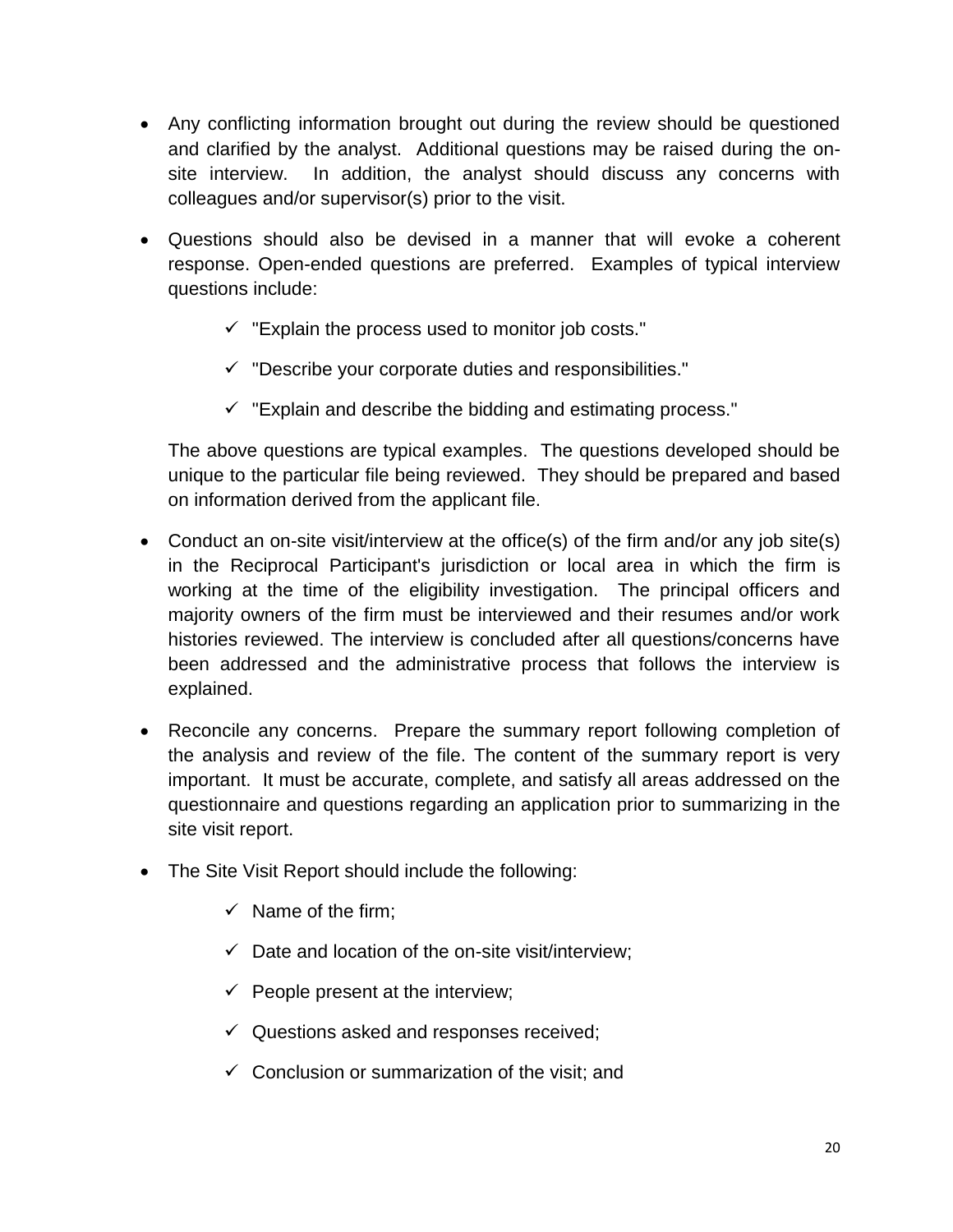- Any conflicting information brought out during the review should be questioned and clarified by the analyst. Additional questions may be raised during the on-site interview. In addition, the analyst should discuss any concerns with colleagues and/or supervisor(s) prior to the visit.

- Questions should also be devised in a manner that will evoke a coherent response. Open-ended questions are preferred. Examples of typical interview questions include:

  - ✓ "Explain the process used to monitor job costs."
  - ✓ "Describe your corporate duties and responsibilities."
  - ✓ "Explain and describe the bidding and estimating process."

  The above questions are typical examples. The questions developed should be unique to the particular file being reviewed. They should be prepared and based on information derived from the applicant file.

- Conduct an on-site visit/interview at the office(s) of the firm and/or any job site(s) in the Reciprocal Participant's jurisdiction or local area in which the firm is working at the time of the eligibility investigation. The principal officers and majority owners of the firm must be interviewed and their resumes and/or work histories reviewed. The interview is concluded after all questions/concerns have been addressed and the administrative process that follows the interview is explained.

- Reconcile any concerns. Prepare the summary report following completion of the analysis and review of the file. The content of the summary report is very important. It must be accurate, complete, and satisfy all areas addressed on the questionnaire and questions regarding an application prior to summarizing in the site visit report.

- The Site Visit Report should include the following:

  - ✓ Name of the firm;
  - ✓ Date and location of the on-site visit/interview;
  - ✓ People present at the interview;
  - ✓ Questions asked and responses received;
  - ✓ Conclusion or summarization of the visit; and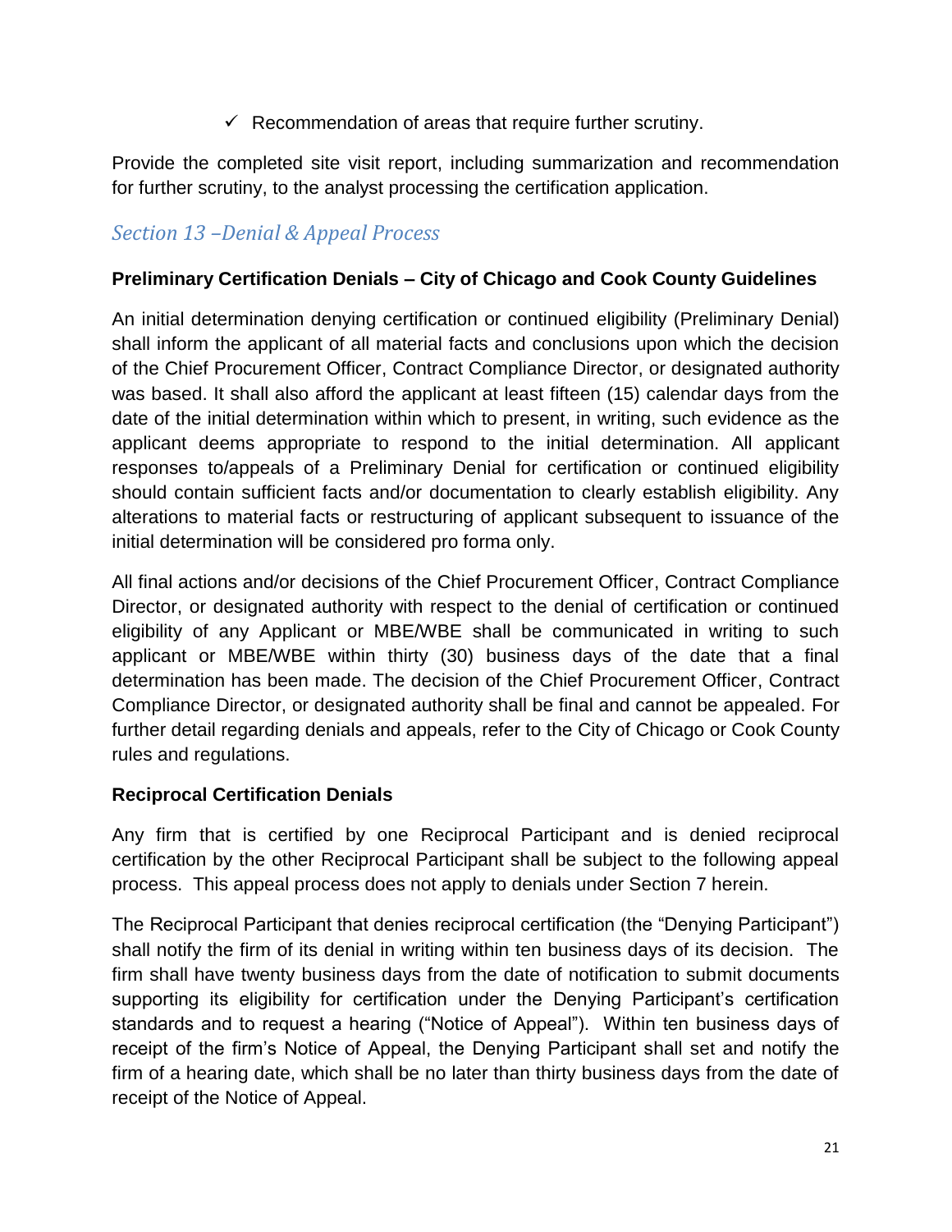- ✓ Recommendation of areas that require further scrutiny.

Provide the completed site visit report, including summarization and recommendation for further scrutiny, to the analyst processing the certification application.

## *Section 13 –Denial & Appeal Process*

**Preliminary Certification Denials – City of Chicago and Cook County Guidelines**

An initial determination denying certification or continued eligibility (Preliminary Denial) shall inform the applicant of all material facts and conclusions upon which the decision of the Chief Procurement Officer, Contract Compliance Director, or designated authority was based. It shall also afford the applicant at least fifteen (15) calendar days from the date of the initial determination within which to present, in writing, such evidence as the applicant deems appropriate to respond to the initial determination. All applicant responses to/appeals of a Preliminary Denial for certification or continued eligibility should contain sufficient facts and/or documentation to clearly establish eligibility. Any alterations to material facts or restructuring of applicant subsequent to issuance of the initial determination will be considered pro forma only.

All final actions and/or decisions of the Chief Procurement Officer, Contract Compliance Director, or designated authority with respect to the denial of certification or continued eligibility of any Applicant or MBE/WBE shall be communicated in writing to such applicant or MBE/WBE within thirty (30) business days of the date that a final determination has been made. The decision of the Chief Procurement Officer, Contract Compliance Director, or designated authority shall be final and cannot be appealed. For further detail regarding denials and appeals, refer to the City of Chicago or Cook County rules and regulations.

**Reciprocal Certification Denials**

Any firm that is certified by one Reciprocal Participant and is denied reciprocal certification by the other Reciprocal Participant shall be subject to the following appeal process. This appeal process does not apply to denials under Section 7 herein.

The Reciprocal Participant that denies reciprocal certification (the "Denying Participant") shall notify the firm of its denial in writing within ten business days of its decision. The firm shall have twenty business days from the date of notification to submit documents supporting its eligibility for certification under the Denying Participant's certification standards and to request a hearing ("Notice of Appeal"). Within ten business days of receipt of the firm's Notice of Appeal, the Denying Participant shall set and notify the firm of a hearing date, which shall be no later than thirty business days from the date of receipt of the Notice of Appeal.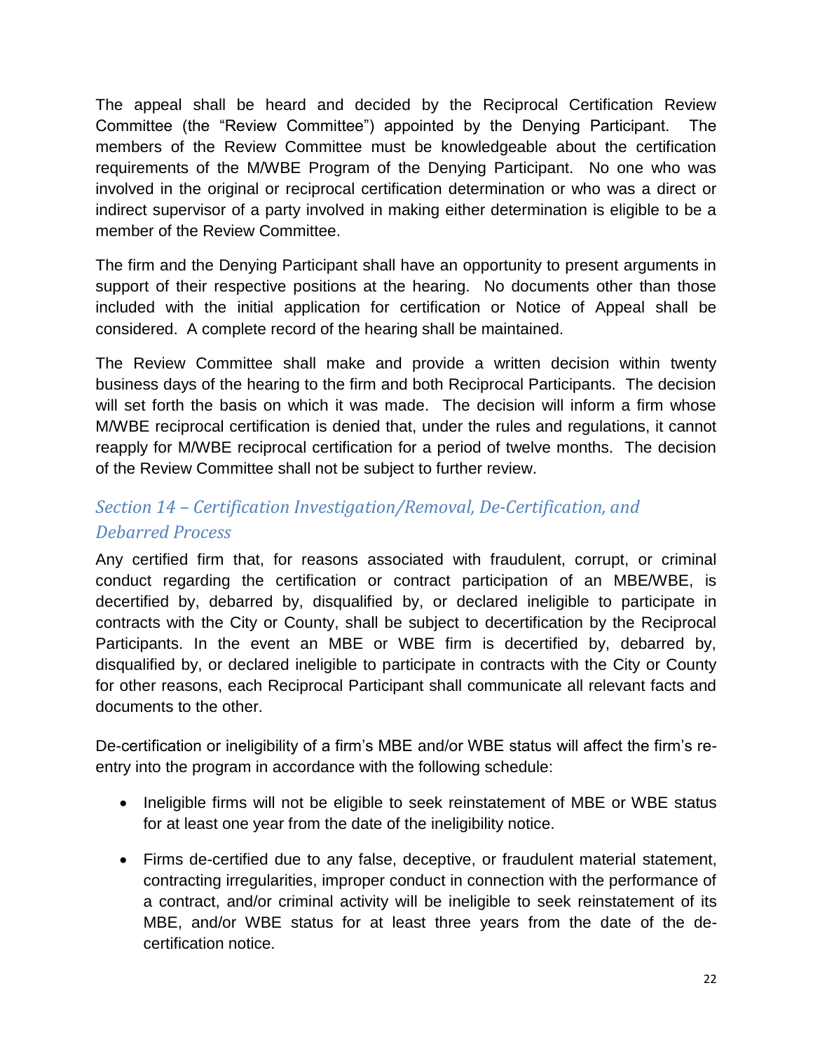The appeal shall be heard and decided by the Reciprocal Certification Review Committee (the "Review Committee") appointed by the Denying Participant. The members of the Review Committee must be knowledgeable about the certification requirements of the M/WBE Program of the Denying Participant. No one who was involved in the original or reciprocal certification determination or who was a direct or indirect supervisor of a party involved in making either determination is eligible to be a member of the Review Committee.

The firm and the Denying Participant shall have an opportunity to present arguments in support of their respective positions at the hearing. No documents other than those included with the initial application for certification or Notice of Appeal shall be considered. A complete record of the hearing shall be maintained.

The Review Committee shall make and provide a written decision within twenty business days of the hearing to the firm and both Reciprocal Participants. The decision will set forth the basis on which it was made. The decision will inform a firm whose M/WBE reciprocal certification is denied that, under the rules and regulations, it cannot reapply for M/WBE reciprocal certification for a period of twelve months. The decision of the Review Committee shall not be subject to further review.

## *Section 14 – Certification Investigation/Removal, De-Certification, and Debarred Process*

Any certified firm that, for reasons associated with fraudulent, corrupt, or criminal conduct regarding the certification or contract participation of an MBE/WBE, is decertified by, debarred by, disqualified by, or declared ineligible to participate in contracts with the City or County, shall be subject to decertification by the Reciprocal Participants. In the event an MBE or WBE firm is decertified by, debarred by, disqualified by, or declared ineligible to participate in contracts with the City or County for other reasons, each Reciprocal Participant shall communicate all relevant facts and documents to the other.

De-certification or ineligibility of a firm's MBE and/or WBE status will affect the firm's re-entry into the program in accordance with the following schedule:

- Ineligible firms will not be eligible to seek reinstatement of MBE or WBE status for at least one year from the date of the ineligibility notice.
- Firms de-certified due to any false, deceptive, or fraudulent material statement, contracting irregularities, improper conduct in connection with the performance of a contract, and/or criminal activity will be ineligible to seek reinstatement of its MBE, and/or WBE status for at least three years from the date of the de-certification notice.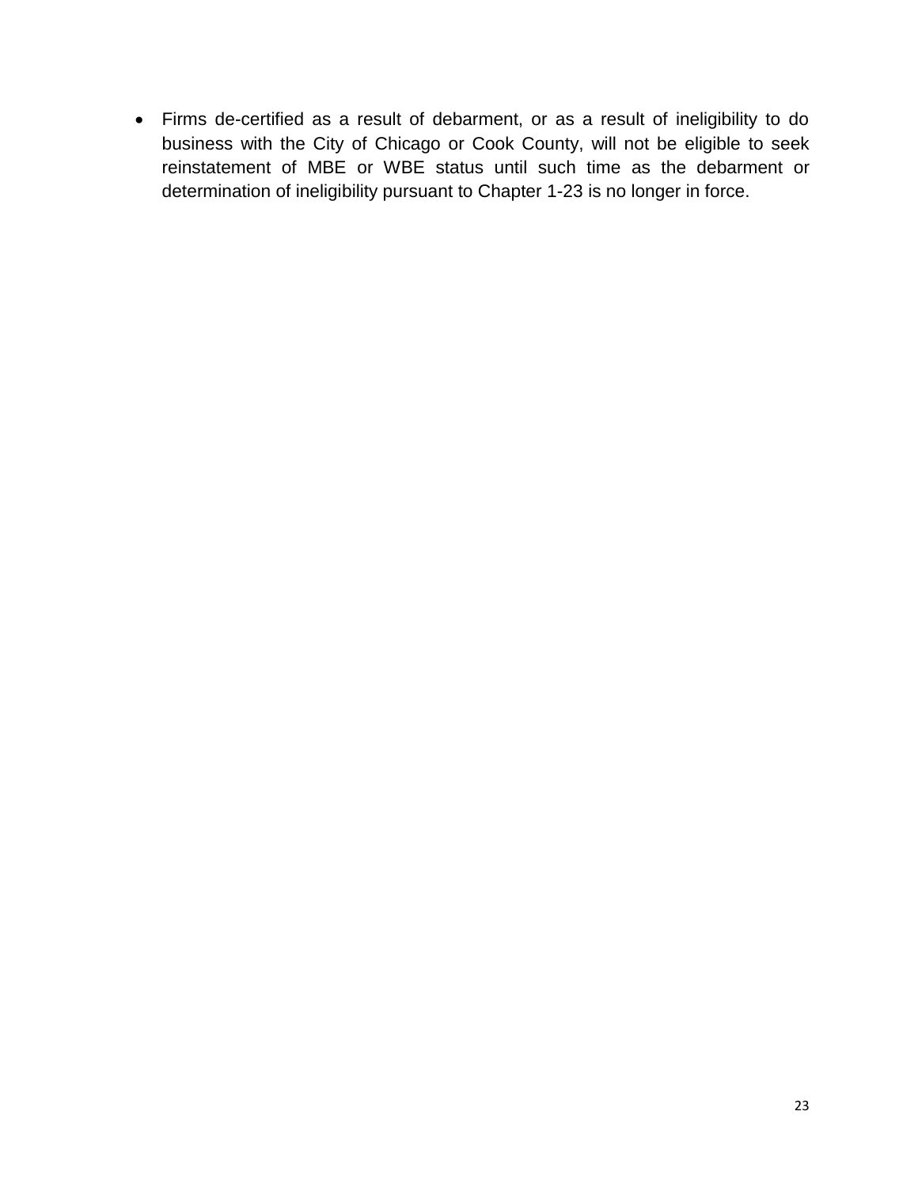- Firms de-certified as a result of debarment, or as a result of ineligibility to do business with the City of Chicago or Cook County, will not be eligible to seek reinstatement of MBE or WBE status until such time as the debarment or determination of ineligibility pursuant to Chapter 1-23 is no longer in force.